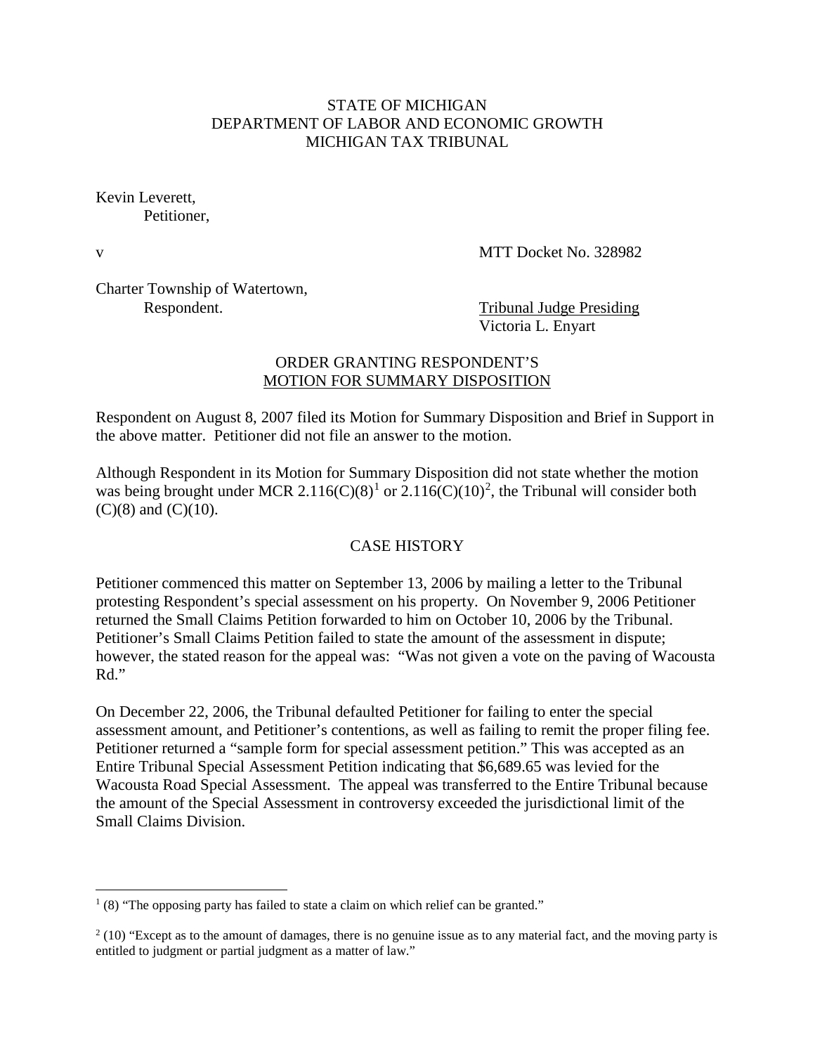STATE OF MICHIGAN
DEPARTMENT OF LABOR AND ECONOMIC GROWTH
MICHIGAN TAX TRIBUNAL

Kevin Leverett,
Petitioner,

v MTT Docket No. 328982

Charter Township of Watertown,
Respondent.

Tribunal Judge Presiding
Victoria L. Enyart

## ORDER GRANTING RESPONDENT'S MOTION FOR SUMMARY DISPOSITION

Respondent on August 8, 2007 filed its Motion for Summary Disposition and Brief in Support in the above matter. Petitioner did not file an answer to the motion.

Although Respondent in its Motion for Summary Disposition did not state whether the motion was being brought under MCR 2.116(C)(8)[1] or 2.116(C)(10)[2], the Tribunal will consider both (C)(8) and (C)(10).

## CASE HISTORY

Petitioner commenced this matter on September 13, 2006 by mailing a letter to the Tribunal protesting Respondent's special assessment on his property. On November 9, 2006 Petitioner returned the Small Claims Petition forwarded to him on October 10, 2006 by the Tribunal. Petitioner's Small Claims Petition failed to state the amount of the assessment in dispute; however, the stated reason for the appeal was: "Was not given a vote on the paving of Wacousta Rd."

On December 22, 2006, the Tribunal defaulted Petitioner for failing to enter the special assessment amount, and Petitioner's contentions, as well as failing to remit the proper filing fee. Petitioner returned a "sample form for special assessment petition." This was accepted as an Entire Tribunal Special Assessment Petition indicating that $6,689.65 was levied for the Wacousta Road Special Assessment. The appeal was transferred to the Entire Tribunal because the amount of the Special Assessment in controversy exceeded the jurisdictional limit of the Small Claims Division.

---

[1] (8) "The opposing party has failed to state a claim on which relief can be granted."

[2] (10) "Except as to the amount of damages, there is no genuine issue as to any material fact, and the moving party is entitled to judgment or partial judgment as a matter of law."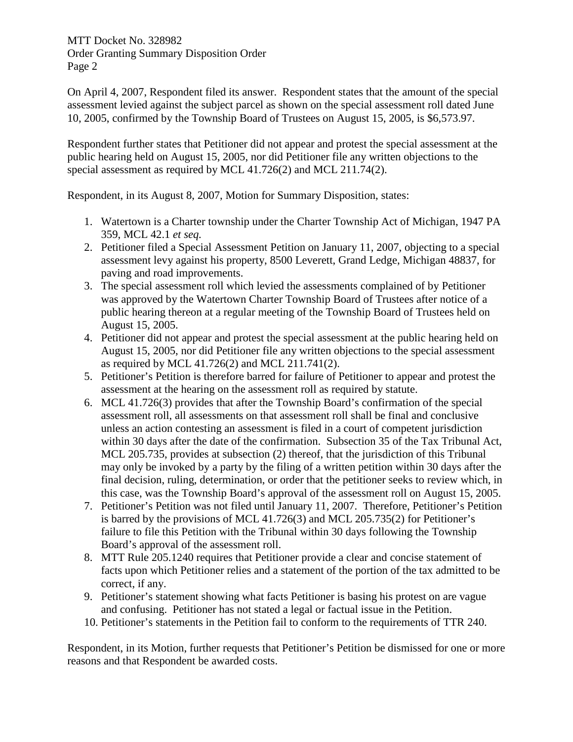On April 4, 2007, Respondent filed its answer. Respondent states that the amount of the special assessment levied against the subject parcel as shown on the special assessment roll dated June 10, 2005, confirmed by the Township Board of Trustees on August 15, 2005, is $6,573.97.

Respondent further states that Petitioner did not appear and protest the special assessment at the public hearing held on August 15, 2005, nor did Petitioner file any written objections to the special assessment as required by MCL 41.726(2) and MCL 211.74(2).

Respondent, in its August 8, 2007, Motion for Summary Disposition, states:

1. Watertown is a Charter township under the Charter Township Act of Michigan, 1947 PA 359, MCL 42.1 *et seq.*
2. Petitioner filed a Special Assessment Petition on January 11, 2007, objecting to a special assessment levy against his property, 8500 Leverett, Grand Ledge, Michigan 48837, for paving and road improvements.
3. The special assessment roll which levied the assessments complained of by Petitioner was approved by the Watertown Charter Township Board of Trustees after notice of a public hearing thereon at a regular meeting of the Township Board of Trustees held on August 15, 2005.
4. Petitioner did not appear and protest the special assessment at the public hearing held on August 15, 2005, nor did Petitioner file any written objections to the special assessment as required by MCL 41.726(2) and MCL 211.741(2).
5. Petitioner's Petition is therefore barred for failure of Petitioner to appear and protest the assessment at the hearing on the assessment roll as required by statute.
6. MCL 41.726(3) provides that after the Township Board's confirmation of the special assessment roll, all assessments on that assessment roll shall be final and conclusive unless an action contesting an assessment is filed in a court of competent jurisdiction within 30 days after the date of the confirmation. Subsection 35 of the Tax Tribunal Act, MCL 205.735, provides at subsection (2) thereof, that the jurisdiction of this Tribunal may only be invoked by a party by the filing of a written petition within 30 days after the final decision, ruling, determination, or order that the petitioner seeks to review which, in this case, was the Township Board's approval of the assessment roll on August 15, 2005.
7. Petitioner's Petition was not filed until January 11, 2007. Therefore, Petitioner's Petition is barred by the provisions of MCL 41.726(3) and MCL 205.735(2) for Petitioner's failure to file this Petition with the Tribunal within 30 days following the Township Board's approval of the assessment roll.
8. MTT Rule 205.1240 requires that Petitioner provide a clear and concise statement of facts upon which Petitioner relies and a statement of the portion of the tax admitted to be correct, if any.
9. Petitioner's statement showing what facts Petitioner is basing his protest on are vague and confusing. Petitioner has not stated a legal or factual issue in the Petition.
10. Petitioner's statements in the Petition fail to conform to the requirements of TTR 240.

Respondent, in its Motion, further requests that Petitioner's Petition be dismissed for one or more reasons and that Respondent be awarded costs.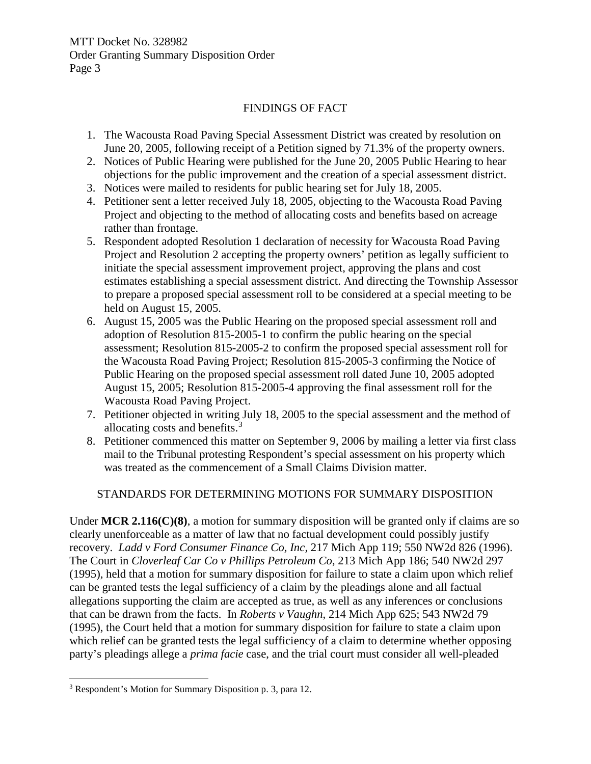## FINDINGS OF FACT

1. The Wacousta Road Paving Special Assessment District was created by resolution on June 20, 2005, following receipt of a Petition signed by 71.3% of the property owners.
2. Notices of Public Hearing were published for the June 20, 2005 Public Hearing to hear objections for the public improvement and the creation of a special assessment district.
3. Notices were mailed to residents for public hearing set for July 18, 2005.
4. Petitioner sent a letter received July 18, 2005, objecting to the Wacousta Road Paving Project and objecting to the method of allocating costs and benefits based on acreage rather than frontage.
5. Respondent adopted Resolution 1 declaration of necessity for Wacousta Road Paving Project and Resolution 2 accepting the property owners' petition as legally sufficient to initiate the special assessment improvement project, approving the plans and cost estimates establishing a special assessment district. And directing the Township Assessor to prepare a proposed special assessment roll to be considered at a special meeting to be held on August 15, 2005.
6. August 15, 2005 was the Public Hearing on the proposed special assessment roll and adoption of Resolution 815-2005-1 to confirm the public hearing on the special assessment; Resolution 815-2005-2 to confirm the proposed special assessment roll for the Wacousta Road Paving Project; Resolution 815-2005-3 confirming the Notice of Public Hearing on the proposed special assessment roll dated June 10, 2005 adopted August 15, 2005; Resolution 815-2005-4 approving the final assessment roll for the Wacousta Road Paving Project.
7. Petitioner objected in writing July 18, 2005 to the special assessment and the method of allocating costs and benefits.[3]
8. Petitioner commenced this matter on September 9, 2006 by mailing a letter via first class mail to the Tribunal protesting Respondent's special assessment on his property which was treated as the commencement of a Small Claims Division matter.

## STANDARDS FOR DETERMINING MOTIONS FOR SUMMARY DISPOSITION

Under **MCR 2.116(C)(8)**, a motion for summary disposition will be granted only if claims are so clearly unenforceable as a matter of law that no factual development could possibly justify recovery. *Ladd v Ford Consumer Finance Co, Inc*, 217 Mich App 119; 550 NW2d 826 (1996). The Court in *Cloverleaf Car Co v Phillips Petroleum Co*, 213 Mich App 186; 540 NW2d 297 (1995), held that a motion for summary disposition for failure to state a claim upon which relief can be granted tests the legal sufficiency of a claim by the pleadings alone and all factual allegations supporting the claim are accepted as true, as well as any inferences or conclusions that can be drawn from the facts. In *Roberts v Vaughn*, 214 Mich App 625; 543 NW2d 79 (1995), the Court held that a motion for summary disposition for failure to state a claim upon which relief can be granted tests the legal sufficiency of a claim to determine whether opposing party's pleadings allege a *prima facie* case, and the trial court must consider all well-pleaded

[3] Respondent's Motion for Summary Disposition p. 3, para 12.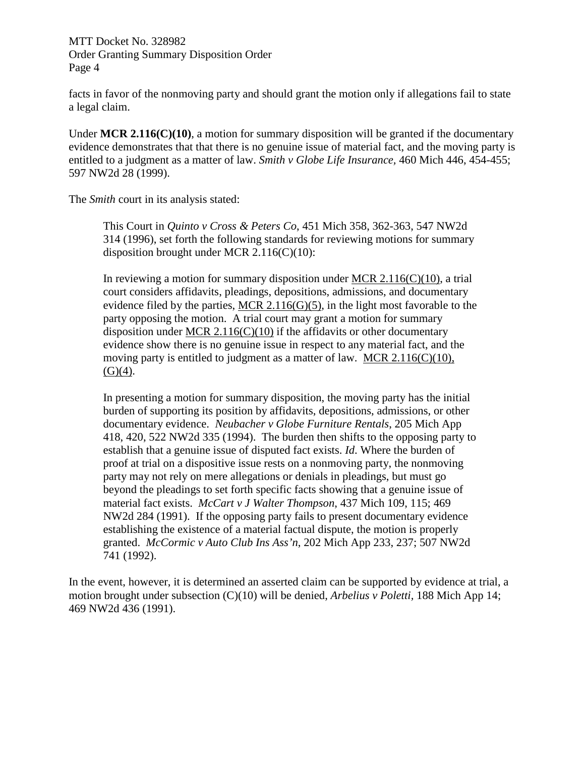facts in favor of the nonmoving party and should grant the motion only if allegations fail to state a legal claim.

Under **MCR 2.116(C)(10)**, a motion for summary disposition will be granted if the documentary evidence demonstrates that that there is no genuine issue of material fact, and the moving party is entitled to a judgment as a matter of law. *Smith v Globe Life Insurance*, 460 Mich 446, 454-455; 597 NW2d 28 (1999).

The *Smith* court in its analysis stated:

> This Court in *Quinto v Cross & Peters Co*, 451 Mich 358, 362-363, 547 NW2d 314 (1996), set forth the following standards for reviewing motions for summary disposition brought under MCR 2.116(C)(10):
>
> In reviewing a motion for summary disposition under MCR 2.116(C)(10), a trial court considers affidavits, pleadings, depositions, admissions, and documentary evidence filed by the parties, MCR 2.116(G)(5), in the light most favorable to the party opposing the motion. A trial court may grant a motion for summary disposition under MCR 2.116(C)(10) if the affidavits or other documentary evidence show there is no genuine issue in respect to any material fact, and the moving party is entitled to judgment as a matter of law. MCR 2.116(C)(10), (G)(4).
>
> In presenting a motion for summary disposition, the moving party has the initial burden of supporting its position by affidavits, depositions, admissions, or other documentary evidence. *Neubacher v Globe Furniture Rentals*, 205 Mich App 418, 420, 522 NW2d 335 (1994). The burden then shifts to the opposing party to establish that a genuine issue of disputed fact exists. *Id*. Where the burden of proof at trial on a dispositive issue rests on a nonmoving party, the nonmoving party may not rely on mere allegations or denials in pleadings, but must go beyond the pleadings to set forth specific facts showing that a genuine issue of material fact exists. *McCart v J Walter Thompson*, 437 Mich 109, 115; 469 NW2d 284 (1991). If the opposing party fails to present documentary evidence establishing the existence of a material factual dispute, the motion is properly granted. *McCormic v Auto Club Ins Ass'n*, 202 Mich App 233, 237; 507 NW2d 741 (1992).

In the event, however, it is determined an asserted claim can be supported by evidence at trial, a motion brought under subsection (C)(10) will be denied, *Arbelius v Poletti*, 188 Mich App 14; 469 NW2d 436 (1991).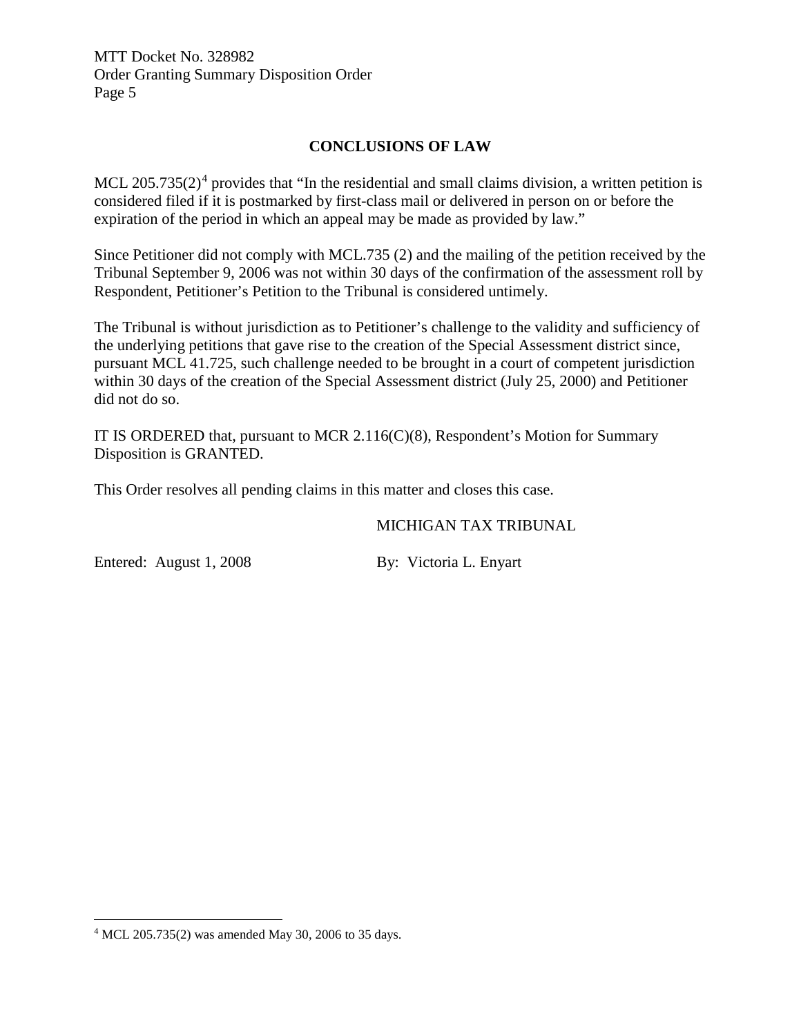## CONCLUSIONS OF LAW

MCL 205.735(2)[4] provides that "In the residential and small claims division, a written petition is considered filed if it is postmarked by first-class mail or delivered in person on or before the expiration of the period in which an appeal may be made as provided by law."

Since Petitioner did not comply with MCL.735 (2) and the mailing of the petition received by the Tribunal September 9, 2006 was not within 30 days of the confirmation of the assessment roll by Respondent, Petitioner's Petition to the Tribunal is considered untimely.

The Tribunal is without jurisdiction as to Petitioner's challenge to the validity and sufficiency of the underlying petitions that gave rise to the creation of the Special Assessment district since, pursuant MCL 41.725, such challenge needed to be brought in a court of competent jurisdiction within 30 days of the creation of the Special Assessment district (July 25, 2000) and Petitioner did not do so.

IT IS ORDERED that, pursuant to MCR 2.116(C)(8), Respondent's Motion for Summary Disposition is GRANTED.

This Order resolves all pending claims in this matter and closes this case.

MICHIGAN TAX TRIBUNAL

Entered: August 1, 2008

By: Victoria L. Enyart

[4] MCL 205.735(2) was amended May 30, 2006 to 35 days.